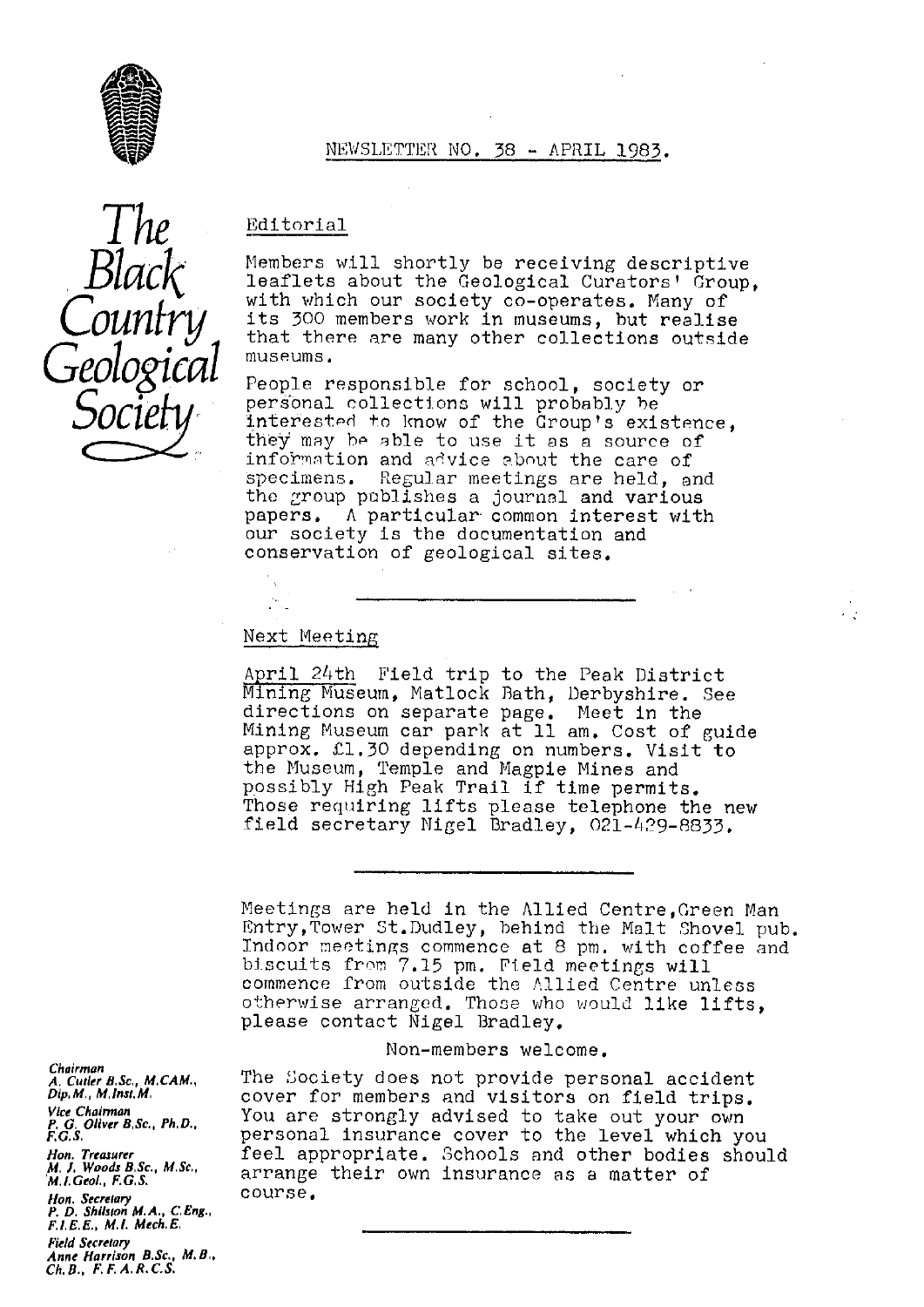# The Black Country Geological Society

NEWSLETTER NO. 38 - APRIL 1983.

## Editorial

Members will shortly be receiving descriptive leaflets about the Geological Curators' Group, with which our society co-operates. Many of its 300 members work in museums, but realise that there are many other collections outside museums.

People responsible for school, society or personal collections will probably be interested to know of the Group's existence, they may be able to use it as a source of information and advice about the care of specimens. Regular meetings are held, and the group publishes a journal and various papers. A particular common interest with our society is the documentation and conservation of geological sites.

---

## Next Meeting

April 24th Field trip to the Peak District Mining Museum, Matlock Bath, Derbyshire. See directions on separate page. Meet in the Mining Museum car park at 11 am. Cost of guide approx. £1.30 depending on numbers. Visit to the Museum, Temple and Magpie Mines and possibly High Peak Trail if time permits. Those requiring lifts please telephone the new field secretary Nigel Bradley, 021-429-8833.

---

Meetings are held in the Allied Centre, Green Man Entry, Tower St. Dudley, behind the Malt Shovel pub. Indoor meetings commence at 8 pm. with coffee and biscuits from 7.15 pm. Field meetings will commence from outside the Allied Centre unless otherwise arranged. Those who would like lifts, please contact Nigel Bradley.

Non-members welcome.

The Society does not provide personal accident cover for members and visitors on field trips. You are strongly advised to take out your own personal insurance cover to the level which you feel appropriate. Schools and other bodies should arrange their own insurance as a matter of course.

---

*Chairman*
A. Cutler B.Sc., M.CAM., Dip.M., M.Inst.M.

*Vice Chairman*
P. G. Oliver B.Sc., Ph.D., F.G.S.

*Hon. Treasurer*
M. J. Woods B.Sc., M.Sc., M.I.Geol., F.G.S.

*Hon. Secretary*
P. D. Shilston M.A., C.Eng., F.I.E.E., M.I. Mech.E.

*Field Secretary*
Anne Harrison B.Sc., M.B., Ch.B., F.F.A.R.C.S.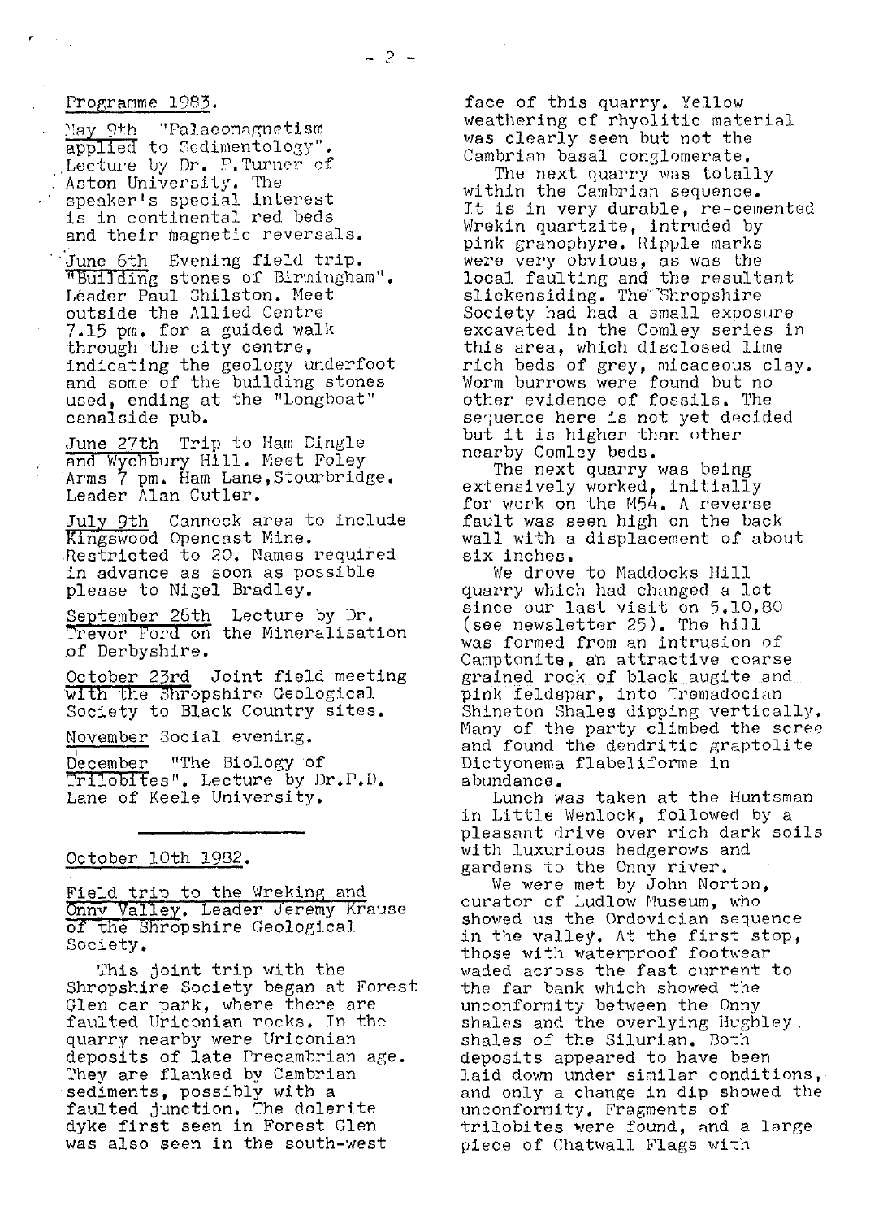## Programme 1983.

May 9th "Palaeomagnetism applied to Sedimentology". Lecture by Dr. P. Turner of Aston University. The speaker's special interest is in continental red beds and their magnetic reversals.

June 6th Evening field trip. "Building stones of Birmingham". Leader Paul Shilston. Meet outside the Allied Centre 7.15 pm. for a guided walk through the city centre, indicating the geology underfoot and some of the building stones used, ending at the "Longboat" canalside pub.

June 27th Trip to Ham Dingle and Wychbury Hill. Meet Foley Arms 7 pm. Ham Lane, Stourbridge. Leader Alan Cutler.

July 9th Cannock area to include Kingswood Opencast Mine. Restricted to 20. Names required in advance as soon as possible please to Nigel Bradley.

September 26th Lecture by Dr. Trevor Ford on the Mineralisation of Derbyshire.

October 23rd Joint field meeting with the Shropshire Geological Society to Black Country sites.

November Social evening.

December "The Biology of Trilobites". Lecture by Dr. P.D. Lane of Keele University.

---

## October 10th 1982.

Field trip to the Wreking and Onny Valley. Leader Jeremy Krause of the Shropshire Geological Society.

This joint trip with the Shropshire Society began at Forest Glen car park, where there are faulted Uriconian rocks. In the quarry nearby were Uriconian deposits of late Precambrian age. They are flanked by Cambrian sediments, possibly with a faulted junction. The dolerite dyke first seen in Forest Glen was also seen in the south-west face of this quarry. Yellow weathering of rhyolitic material was clearly seen but not the Cambrian basal conglomerate.

The next quarry was totally within the Cambrian sequence. It is in very durable, re-cemented Wrekin quartzite, intruded by pink granophyre. Ripple marks were very obvious, as was the local faulting and the resultant slickensiding. The Shropshire Society had had a small exposure excavated in the Comley series in this area, which disclosed lime rich beds of grey, micaceous clay. Worm burrows were found but no other evidence of fossils. The sequence here is not yet decided but it is higher than other nearby Comley beds.

The next quarry was being extensively worked, initially for work on the M54. A reverse fault was seen high on the back wall with a displacement of about six inches.

We drove to Maddocks Hill quarry which had changed a lot since our last visit on 5.10.80 (see newsletter 25). The hill was formed from an intrusion of Camptonite, an attractive coarse grained rock of black augite and pink feldspar, into Tremadocian Shineton Shales dipping vertically. Many of the party climbed the scree and found the dendritic graptolite Dictyonema flabeliforme in abundance.

Lunch was taken at the Huntsman in Little Wenlock, followed by a pleasant drive over rich dark soils with luxurious hedgerows and gardens to the Onny river.

We were met by John Norton, curator of Ludlow Museum, who showed us the Ordovician sequence in the valley. At the first stop, those with waterproof footwear waded across the fast current to the far bank which showed the unconformity between the Onny shales and the overlying Hughley shales of the Silurian. Both deposits appeared to have been laid down under similar conditions, and only a change in dip showed the unconformity. Fragments of trilobites were found, and a large piece of Chatwall Flags with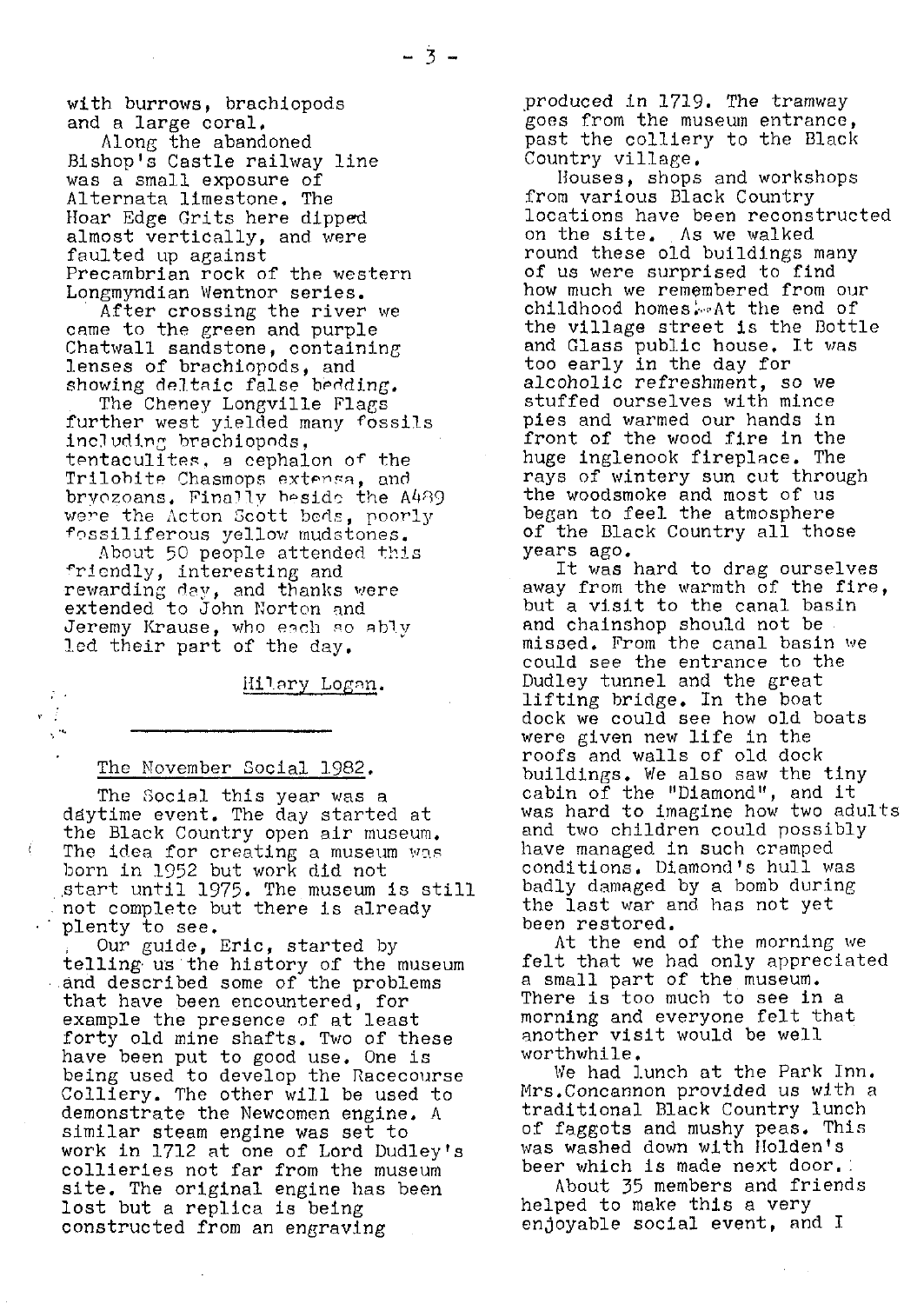with burrows, brachiopods and a large coral.

Along the abandoned Bishop's Castle railway line was a small exposure of Alternata limestone. The Hoar Edge Grits here dipped almost vertically, and were faulted up against Precambrian rock of the western Longmyndian Wentnor series.

After crossing the river we came to the green and purple Chatwall sandstone, containing lenses of brachiopods, and showing deltaic false bedding.

The Cheney Longville Flags further west yielded many fossils including brachiopods, tentaculites, a cephalon of the Trilobite Chasmops extensa, and bryozoans. Finally beside the A489 were the Acton Scott beds, poorly fossiliferous yellow mudstones.

About 50 people attended this friendly, interesting and rewarding day, and thanks were extended to John Norton and Jeremy Krause, who each so ably led their part of the day.

Hilary Logan.

---

## The November Social 1982.

The Social this year was a daytime event. The day started at the Black Country open air museum. The idea for creating a museum was born in 1952 but work did not start until 1975. The museum is still not complete but there is already plenty to see.

Our guide, Eric, started by telling us the history of the museum and described some of the problems that have been encountered, for example the presence of at least forty old mine shafts. Two of these have been put to good use. One is being used to develop the Racecourse Colliery. The other will be used to demonstrate the Newcomen engine. A similar steam engine was set to work in 1712 at one of Lord Dudley's collieries not far from the museum site. The original engine has been lost but a replica is being constructed from an engraving produced in 1719. The tramway goes from the museum entrance, past the colliery to the Black Country village.

Houses, shops and workshops from various Black Country locations have been reconstructed on the site. As we walked round these old buildings many of us were surprised to find how much we remembered from our childhood homes. At the end of the village street is the Bottle and Glass public house. It was too early in the day for alcoholic refreshment, so we stuffed ourselves with mince pies and warmed our hands in front of the wood fire in the huge inglenook fireplace. The rays of wintery sun cut through the woodsmoke and most of us began to feel the atmosphere of the Black Country all those years ago.

It was hard to drag ourselves away from the warmth of the fire, but a visit to the canal basin and chainshop should not be missed. From the canal basin we could see the entrance to the Dudley tunnel and the great lifting bridge. In the boat dock we could see how old boats were given new life in the roofs and walls of old dock buildings. We also saw the tiny cabin of the "Diamond", and it was hard to imagine how two adults and two children could possibly have managed in such cramped conditions. Diamond's hull was badly damaged by a bomb during the last war and has not yet been restored.

At the end of the morning we felt that we had only appreciated a small part of the museum. There is too much to see in a morning and everyone felt that another visit would be well worthwhile.

We had lunch at the Park Inn. Mrs.Concannon provided us with a traditional Black Country lunch of faggots and mushy peas. This was washed down with Holden's beer which is made next door.

About 35 members and friends helped to make this a very enjoyable social event, and I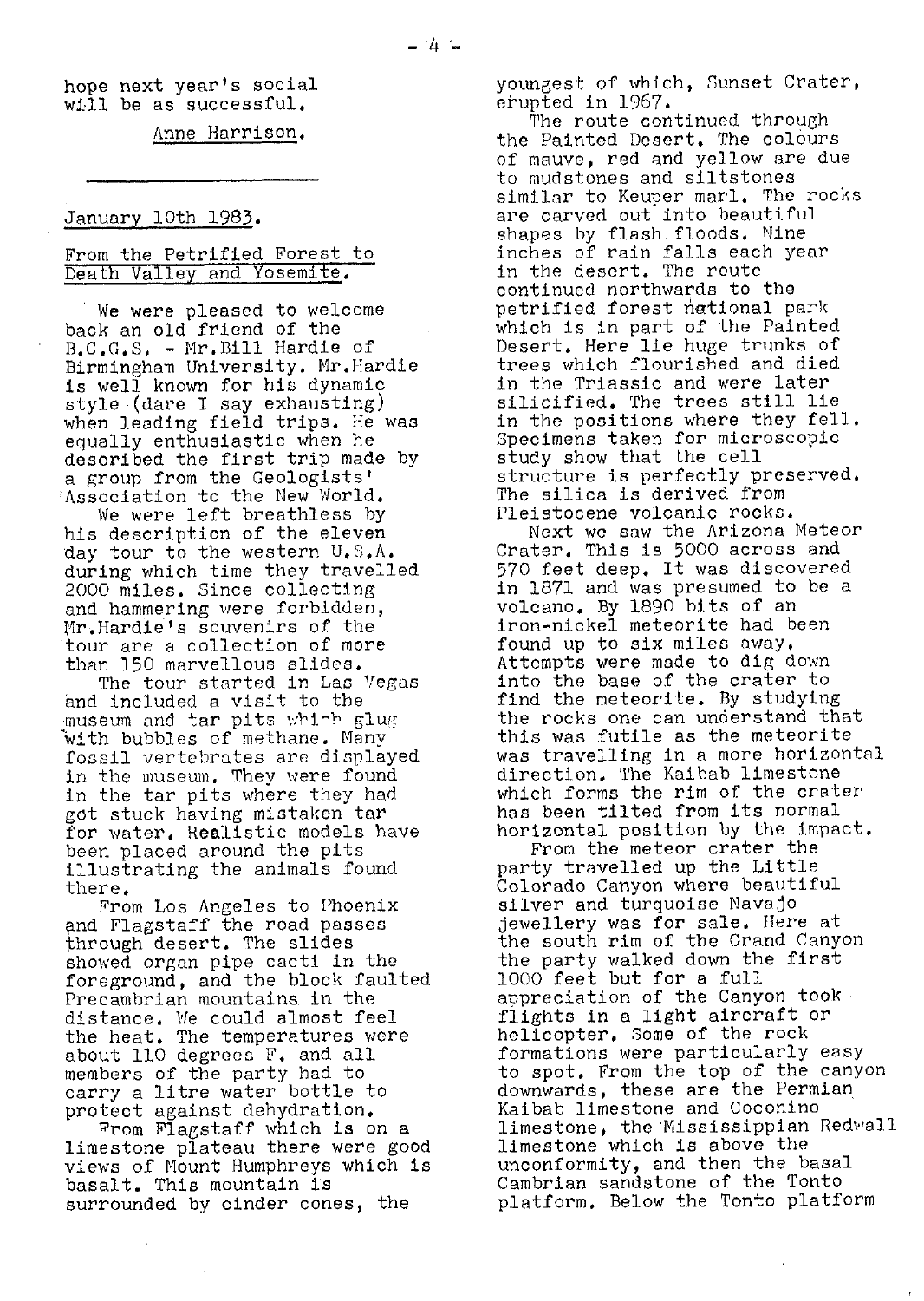hope next year's social will be as successful.

Anne Harrison.

---

January 10th 1983.

## From the Petrified Forest to Death Valley and Yosemite.

We were pleased to welcome back an old friend of the B.C.G.S. - Mr.Bill Hardie of Birmingham University. Mr.Hardie is well known for his dynamic style (dare I say exhausting) when leading field trips. He was equally enthusiastic when he described the first trip made by a group from the Geologists' Association to the New World.

We were left breathless by his description of the eleven day tour to the western U.S.A. during which time they travelled 2000 miles. Since collecting and hammering were forbidden, Mr.Hardie's souvenirs of the tour are a collection of more than 150 marvellous slides.

The tour started in Las Vegas and included a visit to the museum and tar pits which glug with bubbles of methane. Many fossil vertebrates are displayed in the museum. They were found in the tar pits where they had got stuck having mistaken tar for water. Realistic models have been placed around the pits illustrating the animals found there.

From Los Angeles to Phoenix and Flagstaff the road passes through desert. The slides showed organ pipe cacti in the foreground, and the block faulted Precambrian mountains in the distance. We could almost feel the heat. The temperatures were about 110 degrees F. and all members of the party had to carry a litre water bottle to protect against dehydration.

From Flagstaff which is on a limestone plateau there were good views of Mount Humphreys which is basalt. This mountain is surrounded by cinder cones, the youngest of which, Sunset Crater, erupted in 1967.

The route continued through the Painted Desert. The colours of mauve, red and yellow are due to mudstones and siltstones similar to Keuper marl. The rocks are carved out into beautiful shapes by flash floods. Nine inches of rain falls each year in the desert. The route continued northwards to the petrified forest national park which is in part of the Painted Desert. Here lie huge trunks of trees which flourished and died in the Triassic and were later silicified. The trees still lie in the positions where they fell. Specimens taken for microscopic study show that the cell structure is perfectly preserved. The silica is derived from Pleistocene volcanic rocks.

Next we saw the Arizona Meteor Crater. This is 5000 across and 570 feet deep. It was discovered in 1871 and was presumed to be a volcano. By 1890 bits of an iron-nickel meteorite had been found up to six miles away. Attempts were made to dig down into the base of the crater to find the meteorite. By studying the rocks one can understand that this was futile as the meteorite was travelling in a more horizontal direction. The Kaibab limestone which forms the rim of the crater has been tilted from its normal horizontal position by the impact.

From the meteor crater the party travelled up the Little Colorado Canyon where beautiful silver and turquoise Navajo jewellery was for sale. Here at the south rim of the Grand Canyon the party walked down the first 1000 feet but for a full appreciation of the Canyon took flights in a light aircraft or helicopter. Some of the rock formations were particularly easy to spot. From the top of the canyon downwards, these are the Permian Kaibab limestone and Coconino limestone, the Mississippian Redwall limestone which is above the unconformity, and then the basal Cambrian sandstone of the Tonto platform. Below the Tonto platform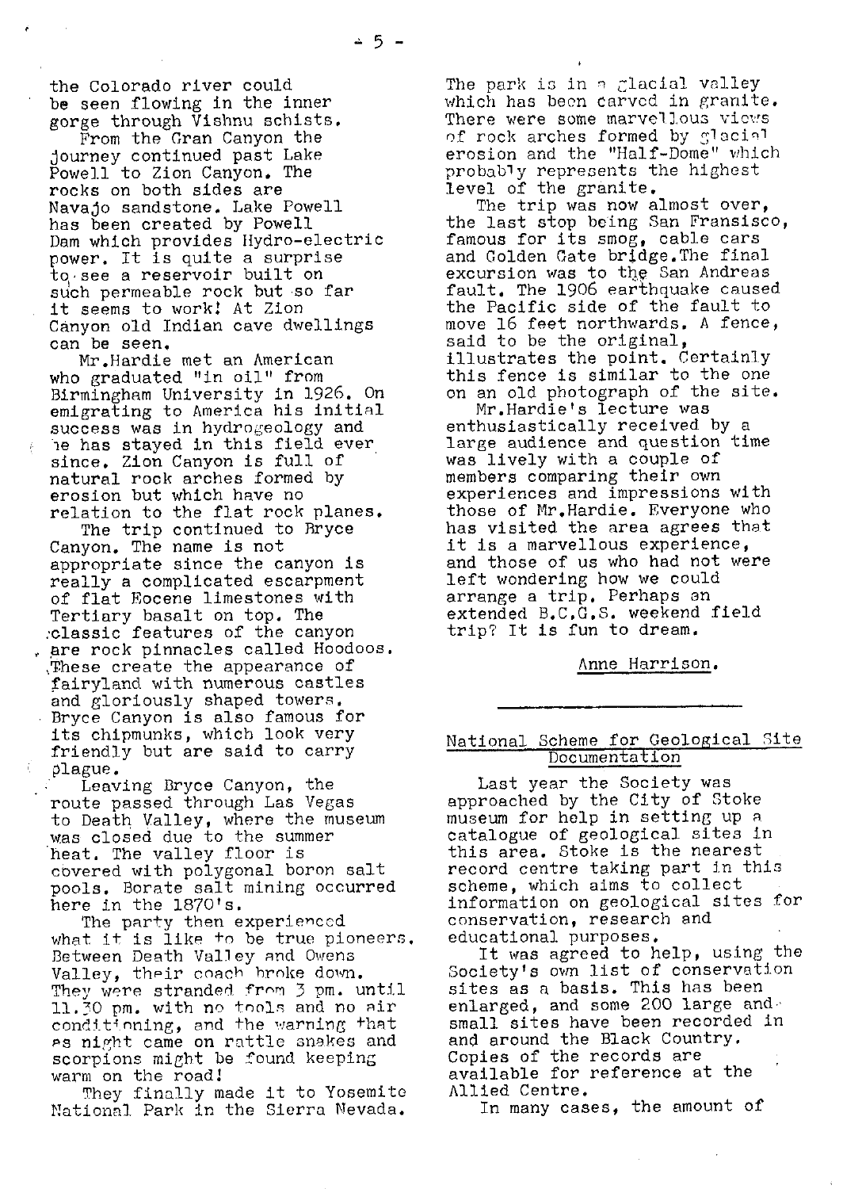the Colorado river could be seen flowing in the inner gorge through Vishnu schists.

From the Gran Canyon the journey continued past Lake Powell to Zion Canyon. The rocks on both sides are Navajo sandstone. Lake Powell has been created by Powell Dam which provides Hydro-electric power. It is quite a surprise to see a reservoir built on such permeable rock but so far it seems to work! At Zion Canyon old Indian cave dwellings can be seen.

Mr.Hardie met an American who graduated "in oil" from Birmingham University in 1926. On emigrating to America his initial success was in hydrogeology and he has stayed in this field ever since. Zion Canyon is full of natural rock arches formed by erosion but which have no relation to the flat rock planes.

The trip continued to Bryce Canyon. The name is not appropriate since the canyon is really a complicated escarpment of flat Eocene limestones with Tertiary basalt on top. The classic features of the canyon are rock pinnacles called Hoodoos. These create the appearance of fairyland with numerous castles and gloriously shaped towers. Bryce Canyon is also famous for its chipmunks, which look very friendly but are said to carry plague.

Leaving Bryce Canyon, the route passed through Las Vegas to Death Valley, where the museum was closed due to the summer heat. The valley floor is covered with polygonal boron salt pools. Borate salt mining occurred here in the 1870's.

The party then experienced what it is like to be true pioneers. Between Death Valley and Owens Valley, their coach broke down. They were stranded from 3 pm. until 11.30 pm. with no tools and no air conditioning, and the warning that as night came on rattle snakes and scorpions might be found keeping warm on the road!

They finally made it to Yosemite National Park in the Sierra Nevada. The park is in a glacial valley which has been carved in granite. There were some marvellous views of rock arches formed by glacial erosion and the "Half-Dome" which probably represents the highest level of the granite.

The trip was now almost over, the last stop being San Fransisco, famous for its smog, cable cars and Golden Gate bridge. The final excursion was to the San Andreas fault. The 1906 earthquake caused the Pacific side of the fault to move 16 feet northwards. A fence, said to be the original, illustrates the point. Certainly this fence is similar to the one on an old photograph of the site.

Mr.Hardie's lecture was enthusiastically received by a large audience and question time was lively with a couple of members comparing their own experiences and impressions with those of Mr.Hardie. Everyone who has visited the area agrees that it is a marvellous experience, and those of us who had not were left wondering how we could arrange a trip. Perhaps an extended B.C.G.S. weekend field trip? It is fun to dream.

Anne Harrison.

---

## National Scheme for Geological Site Documentation

Last year the Society was approached by the City of Stoke museum for help in setting up a catalogue of geological sites in this area. Stoke is the nearest record centre taking part in this scheme, which aims to collect information on geological sites for conservation, research and educational purposes.

It was agreed to help, using the Society's own list of conservation sites as a basis. This has been enlarged, and some 200 large and small sites have been recorded in and around the Black Country. Copies of the records are available for reference at the Allied Centre.

In many cases, the amount of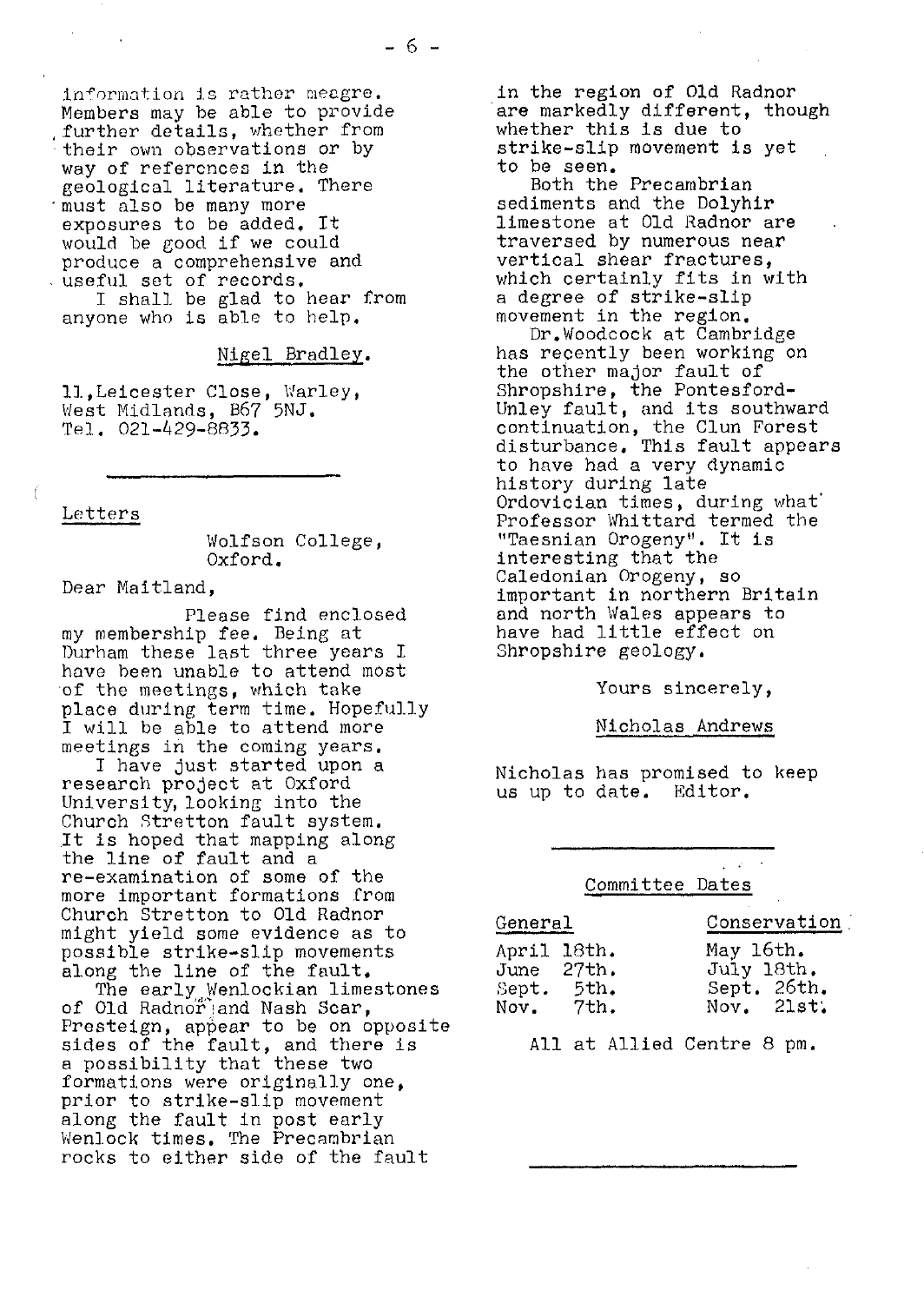information is rather meagre. Members may be able to provide further details, whether from their own observations or by way of references in the geological literature. There must also be many more exposures to be added. It would be good if we could produce a comprehensive and useful set of records.

I shall be glad to hear from anyone who is able to help.

Nigel Bradley.

11, Leicester Close, Warley,
West Midlands, B67 5NJ.
Tel. 021-429-8833.

---

## Letters

Wolfson College,
Oxford.

Dear Maitland,

Please find enclosed my membership fee. Being at Durham these last three years I have been unable to attend most of the meetings, which take place during term time. Hopefully I will be able to attend more meetings in the coming years.

I have just started upon a research project at Oxford University, looking into the Church Stretton fault system. It is hoped that mapping along the line of fault and a re-examination of some of the more important formations from Church Stretton to Old Radnor might yield some evidence as to possible strike-slip movements along the line of the fault.

The early Wenlockian limestones of Old Radnor and Nash Scar, Presteign, appear to be on opposite sides of the fault, and there is a possibility that these two formations were originally one, prior to strike-slip movement along the fault in post early Wenlock times. The Precambrian rocks to either side of the fault in the region of Old Radnor are markedly different, though whether this is due to strike-slip movement is yet to be seen.

Both the Precambrian sediments and the Dolyhir limestone at Old Radnor are traversed by numerous near vertical shear fractures, which certainly fits in with a degree of strike-slip movement in the region.

Dr. Woodcock at Cambridge has recently been working on the other major fault of Shropshire, the Pontesford-Linley fault, and its southward continuation, the Clun Forest disturbance. This fault appears to have had a very dynamic history during late Ordovician times, during what Professor Whittard termed the "Taesnian Orogeny". It is interesting that the Caledonian Orogeny, so important in northern Britain and north Wales appears to have had little effect on Shropshire geology.

Yours sincerely,

Nicholas Andrews

Nicholas has promised to keep us up to date. Editor.

---

## Committee Dates

| General | Conservation |
|---|---|
| April 18th. | May 16th. |
| June 27th. | July 18th. |
| Sept. 5th. | Sept. 26th. |
| Nov. 7th. | Nov. 21st. |

All at Allied Centre 8 pm.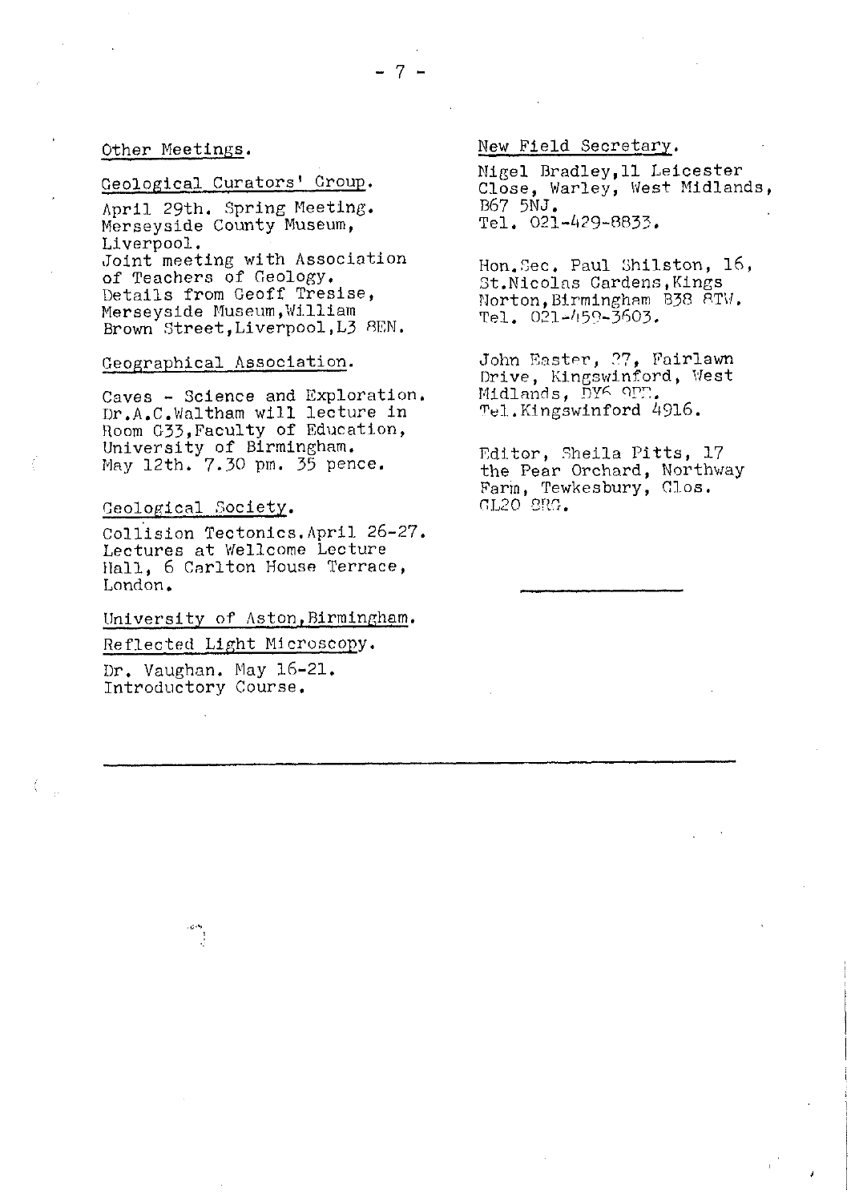## Other Meetings.

### Geological Curators' Group.

April 29th. Spring Meeting. Merseyside County Museum, Liverpool.
Joint meeting with Association of Teachers of Geology.
Details from Geoff Tresise, Merseyside Museum, William Brown Street, Liverpool, L3 8EN.

### Geographical Association.

Caves - Science and Exploration. Dr. A. C. Waltham will lecture in Room G33, Faculty of Education, University of Birmingham.
May 12th. 7.30 pm. 35 pence.

### Geological Society.

Collision Tectonics. April 26-27. Lectures at Wellcome Lecture Hall, 6 Carlton House Terrace, London.

### University of Aston, Birmingham.

### Reflected Light Microscopy.

Dr. Vaughan. May 16-21. Introductory Course.

---

## New Field Secretary.

Nigel Bradley, 11 Leicester Close, Warley, West Midlands, B67 5NJ.
Tel. 021-429-8833.

Hon. Sec. Paul Shilston, 16, St. Nicolas Gardens, Kings Norton, Birmingham B38 8TW.
Tel. 021-459-3603.

John Easter, 27, Fairlawn Drive, Kingswinford, West Midlands, DY6 9PE.
Tel. Kingswinford 4916.

Editor, Sheila Pitts, 17 the Pear Orchard, Northway Farm, Tewkesbury, Glos. GL20 8RG.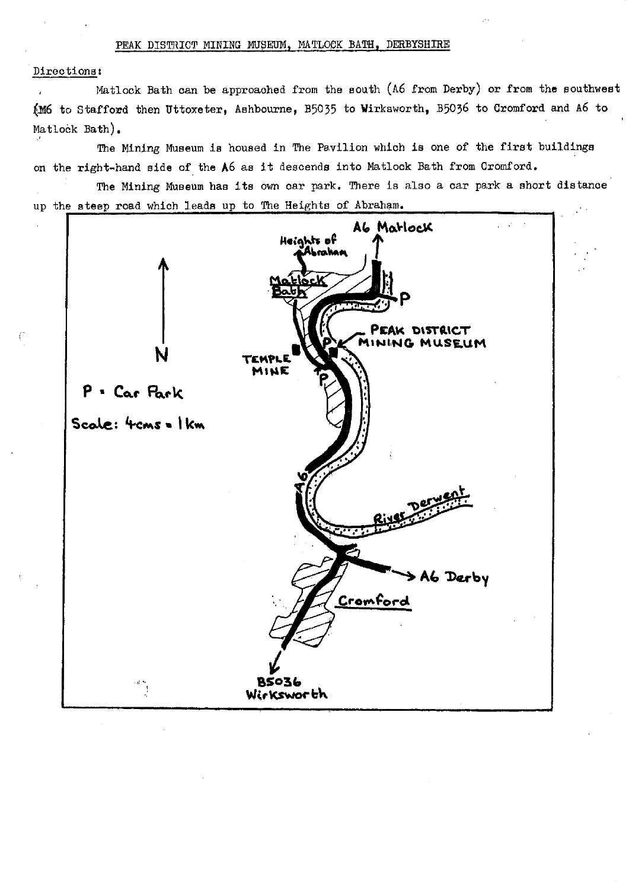PEAK DISTRICT MINING MUSEUM, MATLOCK BATH, DERBYSHIRE

Directions:

Matlock Bath can be approached from the south (A6 from Derby) or from the southwest (M6 to Stafford then Uttoxeter, Ashbourne, B5035 to Wirksworth, B5036 to Cromford and A6 to Matlock Bath).

The Mining Museum is housed in The Pavilion which is one of the first buildings on the right-hand side of the A6 as it descends into Matlock Bath from Cromford.

The Mining Museum has its own car park. There is also a car park a short distance up the steep road which leads up to The Heights of Abraham.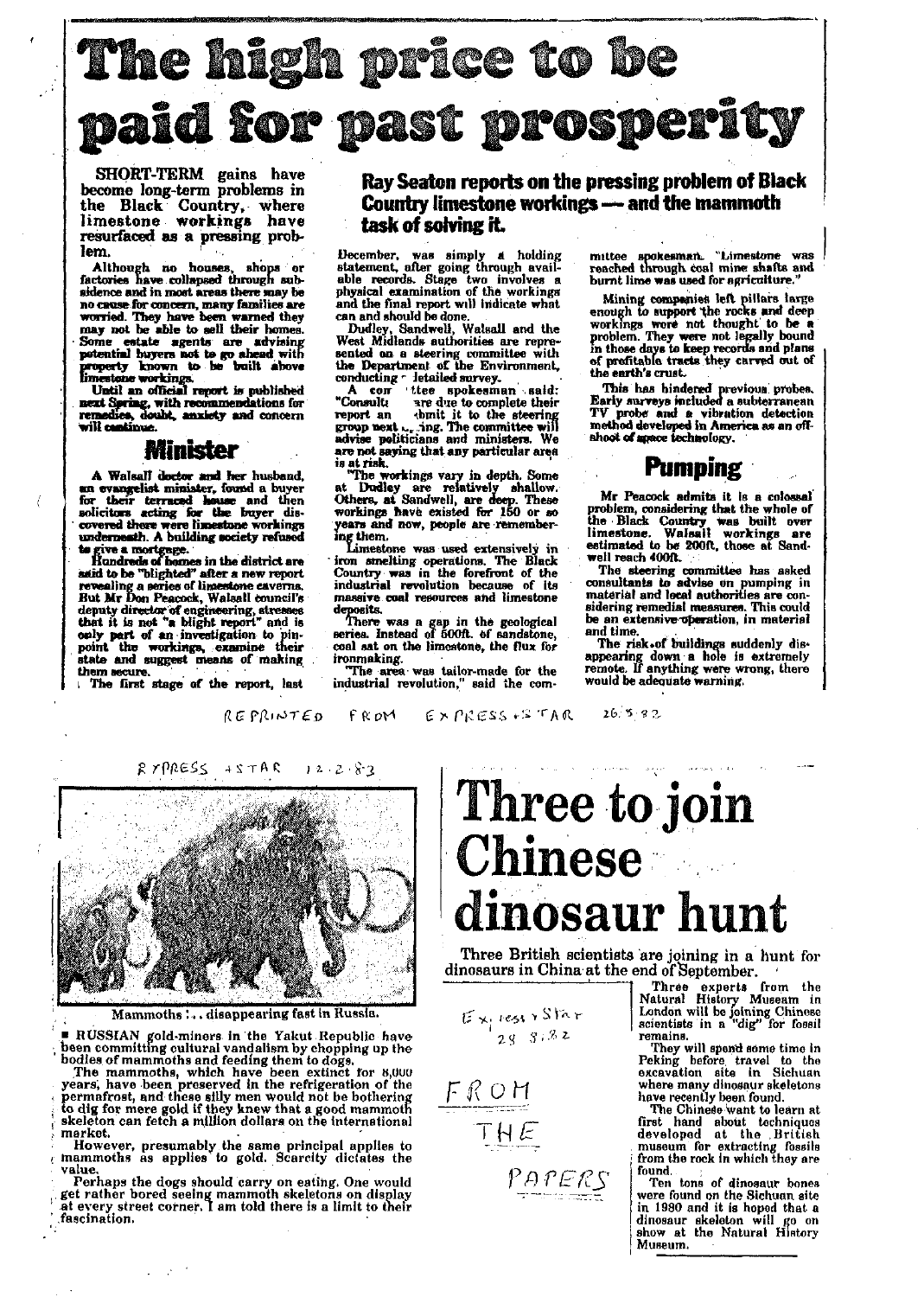# The high price to be paid for past prosperity

**Ray Seaton reports on the pressing problem of Black Country limestone workings — and the mammoth task of solving it.**

SHORT-TERM gains have become long-term problems in the Black Country, where limestone workings have resurfaced as a pressing problem.

Although no houses, shops or factories have collapsed through subsidence and in most areas there may be no cause for concern, many families are worried. They have been warned they may not be able to sell their homes. Some estate agents are advising potential buyers not to go ahead with property known to be built above limestone workings.

Until an official report is published next Spring, with recommendations for remedies, doubt, anxiety and concern will continue.

## Minister

A Walsall doctor and her husband, an evangelist minister, found a buyer for their terraced house and then solicitors acting for the buyer discovered there were limestone workings underneath. A building society refused to give a mortgage.

Hundreds of homes in the district are said to be "blighted" after a new report revealing a series of limestone caverns. But Mr Don Peacock, Walsall council's deputy director of engineering, stresses that it is not "a blight report" and is only part of an investigation to pinpoint the workings, examine their state and suggest means of making them secure.

The first stage of the report, last December, was simply a holding statement, after going through available records. Stage two involves a physical examination of the workings and the final report will indicate what can and should be done.

Dudley, Sandwell, Walsall and the West Midlands authorities are represented on a steering committee with the Department of the Environment, conducting a detailed survey.

A committee spokesman said: "Consultants are due to complete their report and submit it to the steering group next spring. The committee will advise politicians and ministers. We are not saying that any particular area is at risk.

"The workings vary in depth. Some at Dudley are relatively shallow. Others, at Sandwell, are deep. These workings have existed for 150 or so years and now, people are remembering them.

Limestone was used extensively in iron smelting operations. The Black Country was in the forefront of the industrial revolution because of its massive coal resources and limestone deposits.

There was a gap in the geological series. Instead of 500ft. of sandstone, coal sat on the limestone, the flux for ironmaking.

"The area was tailor-made for the industrial revolution," said the committee spokesman. "Limestone was reached through coal mine shafts and burnt lime was used for agriculture."

Mining companies left pillars large enough to support the rocks and deep workings were not thought to be a problem. They were not legally bound in those days to keep records and plans of profitable tracts they carved out of the earth's crust.

This has hindered previous probes. Early surveys included a subterranean TV probe and a vibration detection method developed in America as an off-shoot of space technology.

## Pumping

Mr Peacock admits it is a colossal problem, considering that the whole of the Black Country was built over limestone. Walsall workings are estimated to be 200ft, those at Sandwell reach 400ft.

The steering committee has asked consultants to advise on pumping in material and local authorities are considering remedial measures. This could be an extensive operation, in material and time.

The risk of buildings suddenly disappearing down a hole is extremely remote. If anything were wrong, there would be adequate warning.

REPRINTED FROM EXPRESS + STAR 26.5.82

---

EXPRESS + STAR 12.2.83

Mammoths ... disappearing fast in Russia.

RUSSIAN gold-miners in the Yakut Republic have been committing cultural vandalism by chopping up the bodies of mammoths and feeding them to dogs.

The mammoths, which have been extinct for 8,000 years, have been preserved in the refrigeration of the permafrost, and these silly men would not be bothering to dig for mere gold if they knew that a good mammoth skeleton can fetch a million dollars on the international market.

However, presumably the same principal applies to mammoths as applies to gold. Scarcity dictates the value.

Perhaps the dogs should carry on eating. One would get rather bored seeing mammoth skeletons on display at every street corner. I am told there is a limit to their fascination.

---

# Three to join Chinese dinosaur hunt

Three British scientists are joining in a hunt for dinosaurs in China at the end of September.

Express + Star 28.8.82

FROM THE PAPERS

Three experts from the Natural History Museum in London will be joining Chinese scientists in a "dig" for fossil remains.

They will spend some time in Peking before travel to the excavation site in Sichuan where many dinosaur skeletons have recently been found.

The Chinese want to learn at first hand about techniques developed at the British museum for extracting fossils from the rock in which they are found.

Ten tons of dinosaur bones were found on the Sichuan site in 1980 and it is hoped that a dinosaur skeleton will go on show at the Natural History Museum.